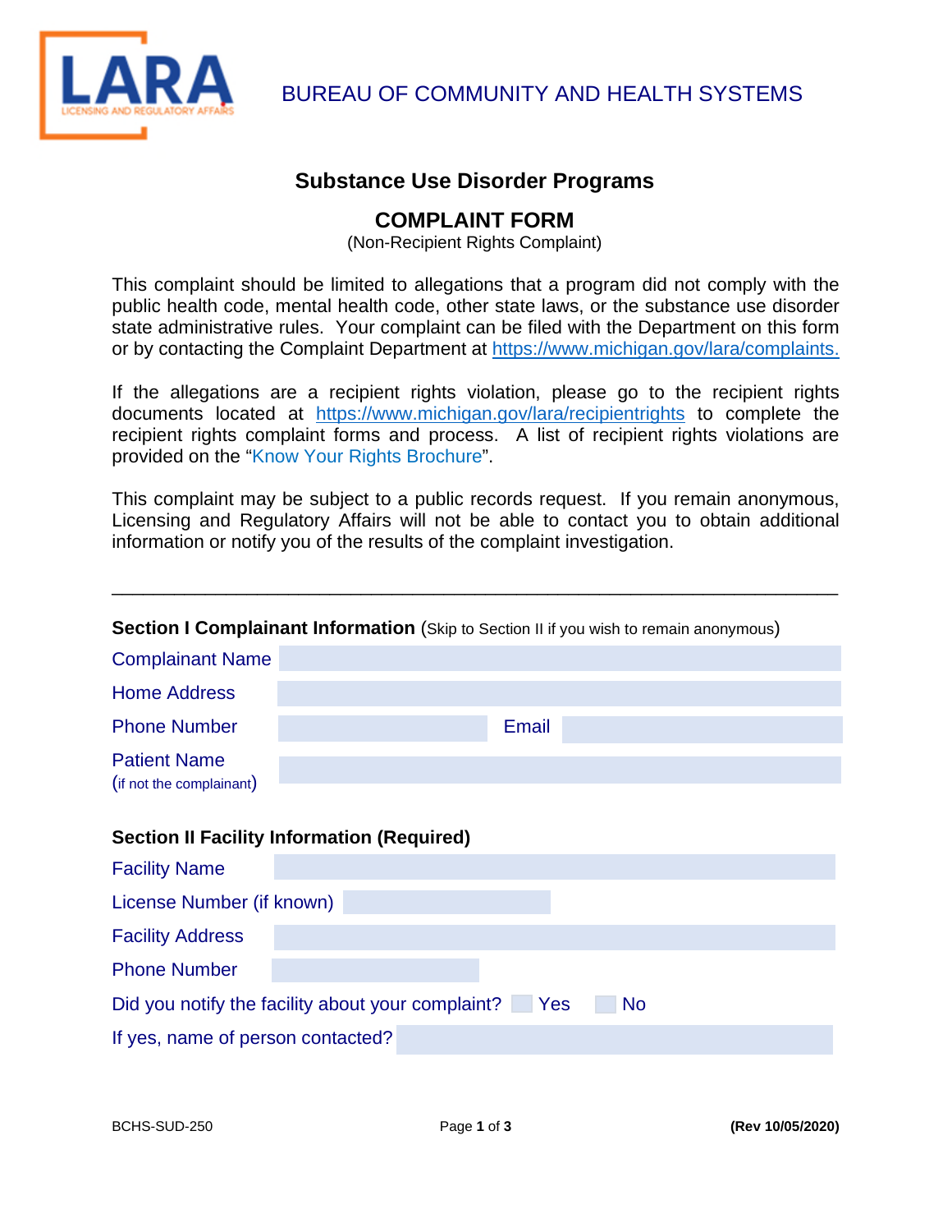LARA
LICENSING AND REGULATORY AFFAIRS

BUREAU OF COMMUNITY AND HEALTH SYSTEMS

## Substance Use Disorder Programs

## COMPLAINT FORM

(Non-Recipient Rights Complaint)

This complaint should be limited to allegations that a program did not comply with the public health code, mental health code, other state laws, or the substance use disorder state administrative rules. Your complaint can be filed with the Department on this form or by contacting the Complaint Department at https://www.michigan.gov/lara/complaints.

If the allegations are a recipient rights violation, please go to the recipient rights documents located at https://www.michigan.gov/lara/recipientrights to complete the recipient rights complaint forms and process. A list of recipient rights violations are provided on the "Know Your Rights Brochure".

This complaint may be subject to a public records request. If you remain anonymous, Licensing and Regulatory Affairs will not be able to contact you to obtain additional information or notify you of the results of the complaint investigation.

---

**Section I Complainant Information** (Skip to Section II if you wish to remain anonymous)

Complainant Name

Home Address

Phone Number          Email

Patient Name
(if not the complainant)

**Section II Facility Information (Required)**

Facility Name

License Number (if known)

Facility Address

Phone Number

Did you notify the facility about your complaint? ☐ Yes ☐ No

If yes, name of person contacted?

BCHS-SUD-250          (Rev 10/05/2020)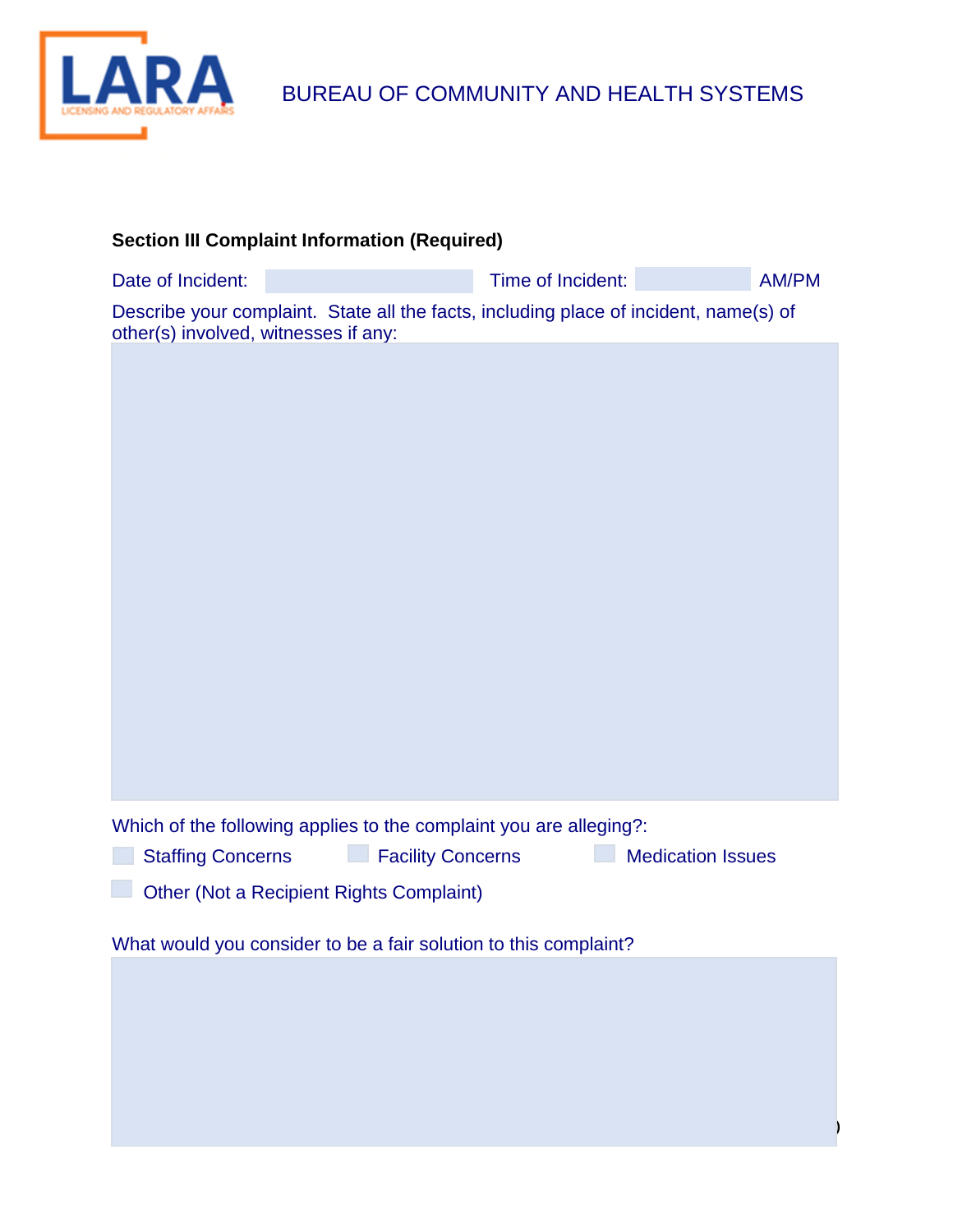BUREAU OF COMMUNITY AND HEALTH SYSTEMS

**Section III Complaint Information (Required)**

Date of Incident: \_\_\_\_\_\_\_\_ Time of Incident: \_\_\_\_\_\_\_\_ AM/PM

Describe your complaint. State all the facts, including place of incident, name(s) of other(s) involved, witnesses if any:

Which of the following applies to the complaint you are alleging?:

- ☐ Staffing Concerns
- ☐ Facility Concerns
- ☐ Medication Issues
- ☐ Other (Not a Recipient Rights Complaint)

What would you consider to be a fair solution to this complaint?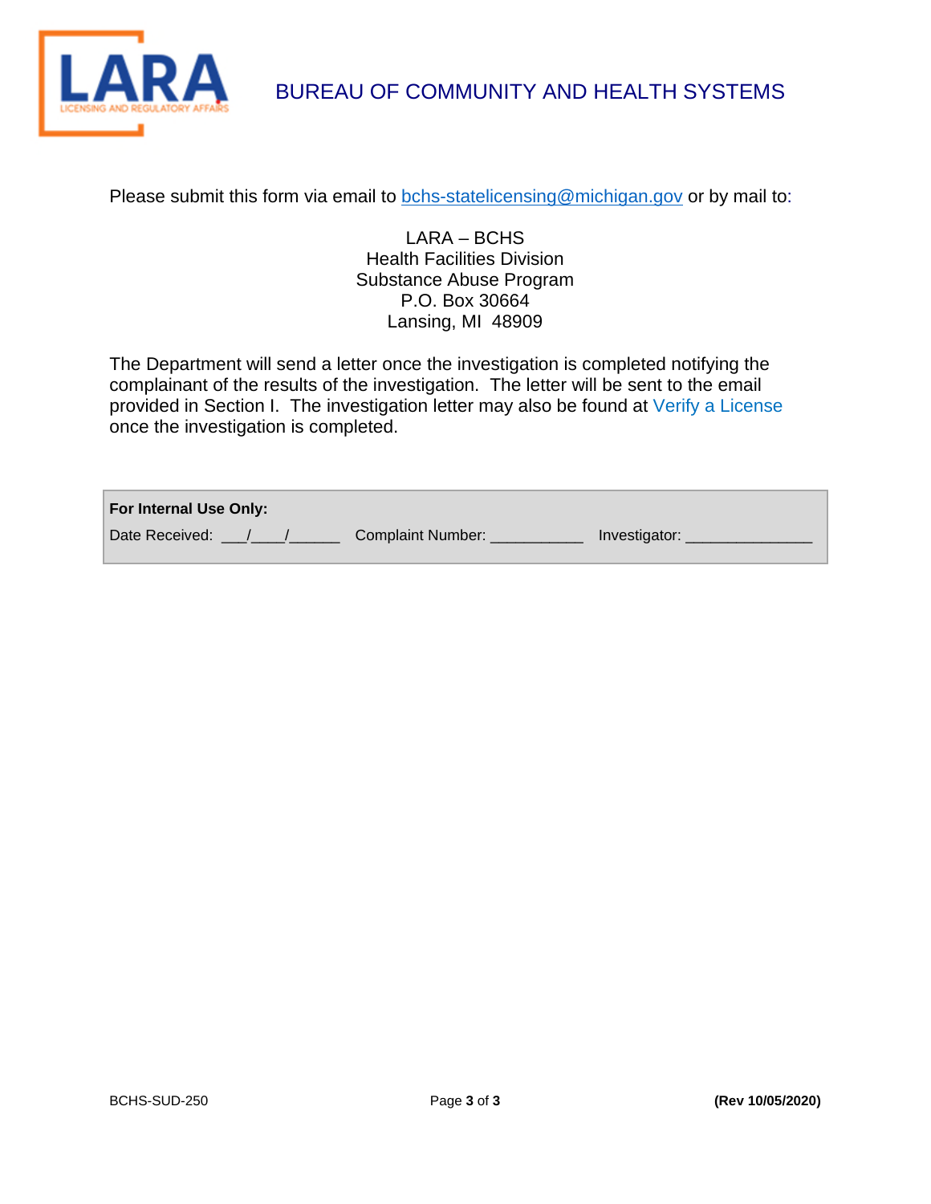BUREAU OF COMMUNITY AND HEALTH SYSTEMS

Please submit this form via email to bchs-statelicensing@michigan.gov or by mail to:

LARA – BCHS
Health Facilities Division
Substance Abuse Program
P.O. Box 30664
Lansing, MI 48909

The Department will send a letter once the investigation is completed notifying the complainant of the results of the investigation. The letter will be sent to the email provided in Section I. The investigation letter may also be found at Verify a License once the investigation is completed.

**For Internal Use Only:**

Date Received: ___/____/______ Complaint Number: ___________ Investigator: _______________

BCHS-SUD-250 **(Rev 10/05/2020)**